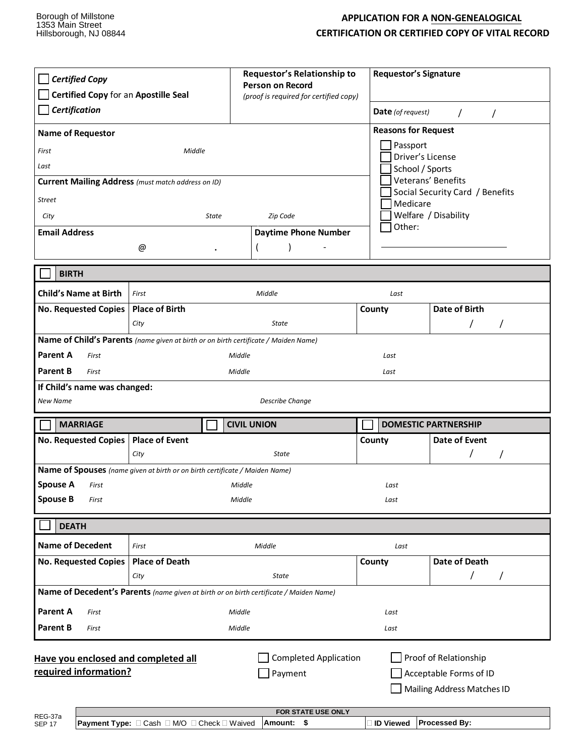Borough of Millstone
1353 Main Street
Hillsborough, NJ 08844

# APPLICATION FOR A NON-GENEALOGICAL CERTIFICATION OR CERTIFIED COPY OF VITAL RECORD

| | | |
|---|---|---|
| ☐ ***Certified Copy***<br>☐ **Certified Copy** for an **Apostille Seal**<br>☐ ***Certification*** | **Requestor's Relationship to Person on Record**<br>*(proof is required for certified copy)* | **Requestor's Signature**<br><br>**Date** *(of request)* / / |

**Name of Requestor**

*First* *Middle*

*Last*

**Current Mailing Address** *(must match address on ID)*

*Street*

*City* *State* *Zip Code*

**Email Address** @ .

**Daytime Phone Number** ( ) -

**Reasons for Request**

- ☐ Passport
- ☐ Driver's License
- ☐ School / Sports
- ☐ Veterans' Benefits
- ☐ Social Security Card / Benefits
- ☐ Medicare
- ☐ Welfare / Disability
- ☐ Other: ______________________

## ☐ BIRTH

| | | | |
|---|---|---|---|
| **Child's Name at Birth** | *First* *Middle* *Last* | | |
| **No. Requested Copies** | **Place of Birth**<br>*City* *State* | **County** | **Date of Birth**<br>/ / |

**Name of Child's Parents** *(name given at birth or on birth certificate / Maiden Name)*

**Parent A** *First* *Middle* *Last*

**Parent B** *First* *Middle* *Last*

**If Child's name was changed:**

*New Name* *Describe Change*

## ☐ MARRIAGE ☐ CIVIL UNION ☐ DOMESTIC PARTNERSHIP

| | | | |
|---|---|---|---|
| **No. Requested Copies** | **Place of Event**<br>*City* *State* | **County** | **Date of Event**<br>/ / |

**Name of Spouses** *(name given at birth or on birth certificate / Maiden Name)*

**Spouse A** *First* *Middle* *Last*

**Spouse B** *First* *Middle* *Last*

## ☐ DEATH

| | | | |
|---|---|---|---|
| **Name of Decedent** | *First* *Middle* *Last* | | |
| **No. Requested Copies** | **Place of Death**<br>*City* *State* | **County** | **Date of Death**<br>/ / |

**Name of Decedent's Parents** *(name given at birth or on birth certificate / Maiden Name)*

**Parent A** *First* *Middle* *Last*

**Parent B** *First* *Middle* *Last*

**Have you enclosed and completed all required information?**

- ☐ Completed Application
- ☐ Payment
- ☐ Proof of Relationship
- ☐ Acceptable Forms of ID
- ☐ Mailing Address Matches ID

REG-37a
SEP 17

| FOR STATE USE ONLY | | | |
|---|---|---|---|
| **Payment Type:** ☐ Cash ☐ M/O ☐ Check ☐ Waived | **Amount: $** | ☐ **ID Viewed** | **Processed By:** |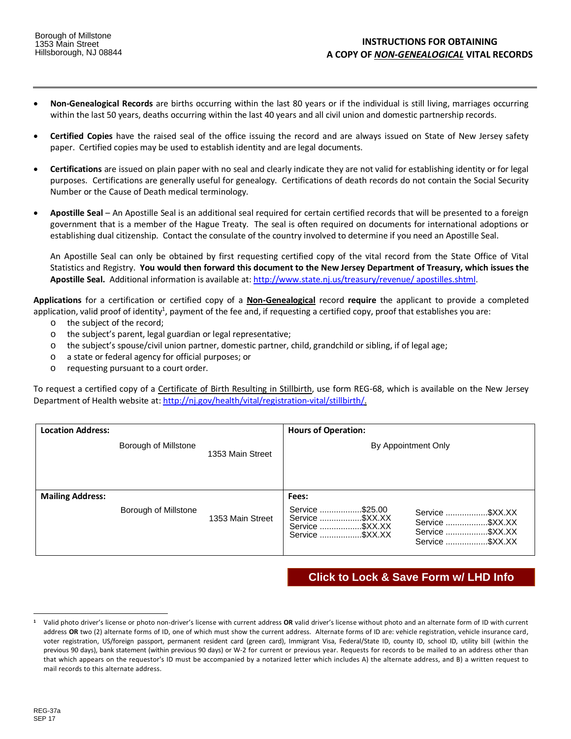Borough of Millstone
1353 Main Street
Hillsborough, NJ 08844

# INSTRUCTIONS FOR OBTAINING A COPY OF ***NON-GENEALOGICAL*** VITAL RECORDS

- **Non-Genealogical Records** are births occurring within the last 80 years or if the individual is still living, marriages occurring within the last 50 years, deaths occurring within the last 40 years and all civil union and domestic partnership records.

- **Certified Copies** have the raised seal of the office issuing the record and are always issued on State of New Jersey safety paper. Certified copies may be used to establish identity and are legal documents.

- **Certifications** are issued on plain paper with no seal and clearly indicate they are not valid for establishing identity or for legal purposes. Certifications are generally useful for genealogy. Certifications of death records do not contain the Social Security Number or the Cause of Death medical terminology.

- **Apostille Seal** – An Apostille Seal is an additional seal required for certain certified records that will be presented to a foreign government that is a member of the Hague Treaty. The seal is often required on documents for international adoptions or establishing dual citizenship. Contact the consulate of the country involved to determine if you need an Apostille Seal.

  An Apostille Seal can only be obtained by first requesting certified copy of the vital record from the State Office of Vital Statistics and Registry. **You would then forward this document to the New Jersey Department of Treasury, which issues the Apostille Seal.** Additional information is available at: http://www.state.nj.us/treasury/revenue/ apostilles.shtml.

**Applications** for a certification or certified copy of a **Non-Genealogical** record **require** the applicant to provide a completed application, valid proof of identity[1], payment of the fee and, if requesting a certified copy, proof that establishes you are:

- the subject of the record;
- the subject's parent, legal guardian or legal representative;
- the subject's spouse/civil union partner, domestic partner, child, grandchild or sibling, if of legal age;
- a state or federal agency for official purposes; or
- requesting pursuant to a court order.

To request a certified copy of a Certificate of Birth Resulting in Stillbirth, use form REG-68, which is available on the New Jersey Department of Health website at: http://nj.gov/health/vital/registration-vital/stillbirth/.

| | |
|---|---|
| **Location Address:** Borough of Millstone 1353 Main Street | **Hours of Operation:** By Appointment Only |
| **Mailing Address:** Borough of Millstone 1353 Main Street | **Fees:** Service ..................$25.00 Service ..................$XX.XX Service ..................$XX.XX Service ..................$XX.XX Service ..................$XX.XX Service ..................$XX.XX Service ..................$XX.XX Service ..................$XX.XX |

Click to Lock & Save Form w/ LHD Info

[1] Valid photo driver's license or photo non-driver's license with current address **OR** valid driver's license without photo and an alternate form of ID with current address **OR** two (2) alternate forms of ID, one of which must show the current address. Alternate forms of ID are: vehicle registration, vehicle insurance card, voter registration, US/foreign passport, permanent resident card (green card), Immigrant Visa, Federal/State ID, county ID, school ID, utility bill (within the previous 90 days), bank statement (within previous 90 days) or W-2 for current or previous year. Requests for records to be mailed to an address other than that which appears on the requestor's ID must be accompanied by a notarized letter which includes A) the alternate address, and B) a written request to mail records to this alternate address.

REG-37a
SEP 17